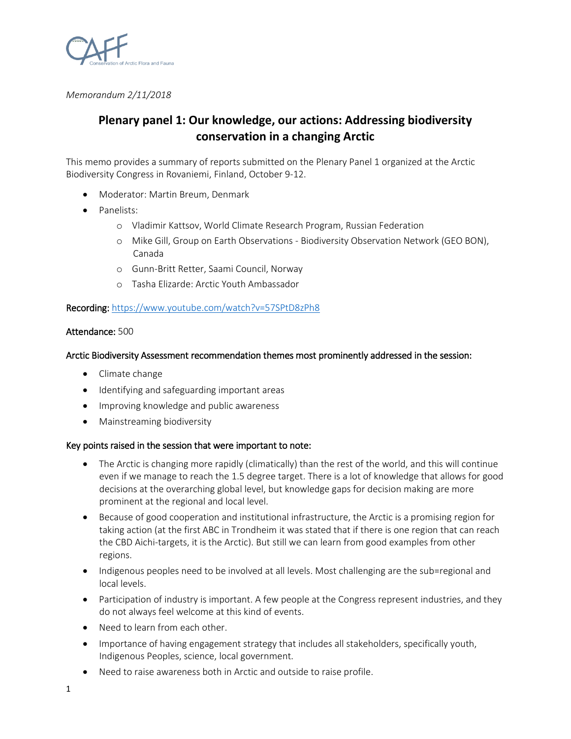*Memorandum 2/11/2018*

# Plenary panel 1: Our knowledge, our actions: Addressing biodiversity conservation in a changing Arctic

This memo provides a summary of reports submitted on the Plenary Panel 1 organized at the Arctic Biodiversity Congress in Rovaniemi, Finland, October 9-12.

- Moderator: Martin Breum, Denmark
- Panelists:
  - Vladimir Kattsov, World Climate Research Program, Russian Federation
  - Mike Gill, Group on Earth Observations - Biodiversity Observation Network (GEO BON), Canada
  - Gunn-Britt Retter, Saami Council, Norway
  - Tasha Elizarde: Arctic Youth Ambassador

**Recording:** https://www.youtube.com/watch?v=57SPtD8zPh8

**Attendance:** 500

**Arctic Biodiversity Assessment recommendation themes most prominently addressed in the session:**

- Climate change
- Identifying and safeguarding important areas
- Improving knowledge and public awareness
- Mainstreaming biodiversity

**Key points raised in the session that were important to note:**

- The Arctic is changing more rapidly (climatically) than the rest of the world, and this will continue even if we manage to reach the 1.5 degree target. There is a lot of knowledge that allows for good decisions at the overarching global level, but knowledge gaps for decision making are more prominent at the regional and local level.
- Because of good cooperation and institutional infrastructure, the Arctic is a promising region for taking action (at the first ABC in Trondheim it was stated that if there is one region that can reach the CBD Aichi-targets, it is the Arctic). But still we can learn from good examples from other regions.
- Indigenous peoples need to be involved at all levels. Most challenging are the sub=regional and local levels.
- Participation of industry is important. A few people at the Congress represent industries, and they do not always feel welcome at this kind of events.
- Need to learn from each other.
- Importance of having engagement strategy that includes all stakeholders, specifically youth, Indigenous Peoples, science, local government.
- Need to raise awareness both in Arctic and outside to raise profile.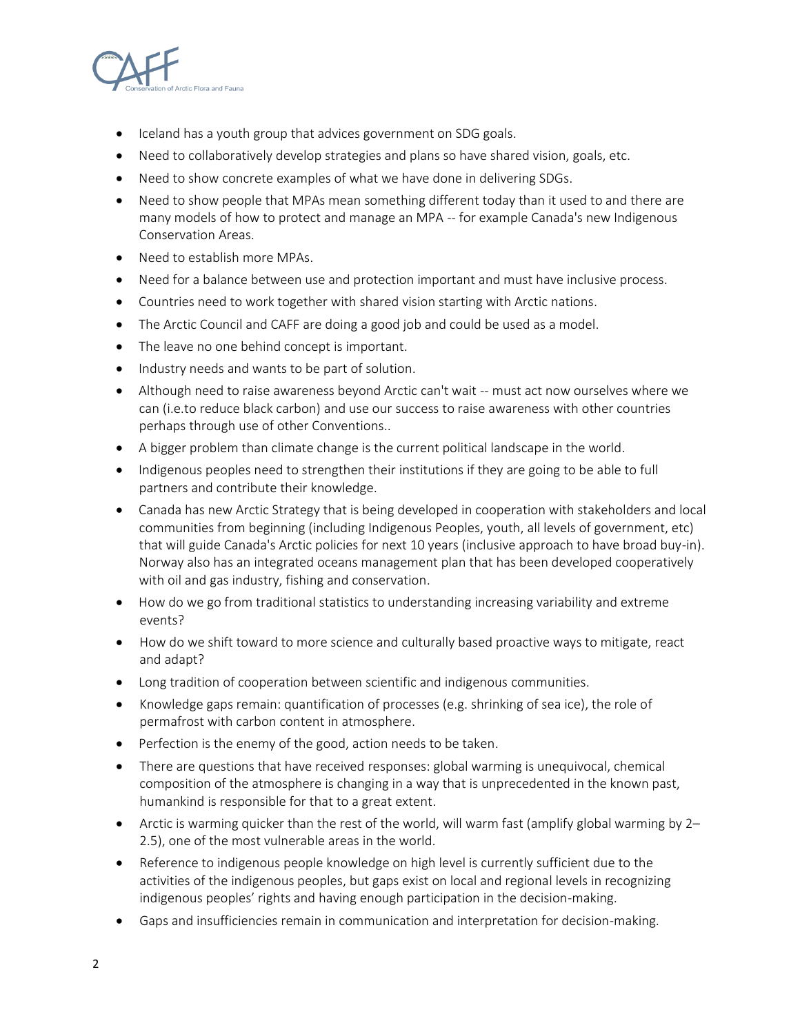- Iceland has a youth group that advices government on SDG goals.
- Need to collaboratively develop strategies and plans so have shared vision, goals, etc.
- Need to show concrete examples of what we have done in delivering SDGs.
- Need to show people that MPAs mean something different today than it used to and there are many models of how to protect and manage an MPA -- for example Canada's new Indigenous Conservation Areas.
- Need to establish more MPAs.
- Need for a balance between use and protection important and must have inclusive process.
- Countries need to work together with shared vision starting with Arctic nations.
- The Arctic Council and CAFF are doing a good job and could be used as a model.
- The leave no one behind concept is important.
- Industry needs and wants to be part of solution.
- Although need to raise awareness beyond Arctic can't wait -- must act now ourselves where we can (i.e.to reduce black carbon) and use our success to raise awareness with other countries perhaps through use of other Conventions..
- A bigger problem than climate change is the current political landscape in the world.
- Indigenous peoples need to strengthen their institutions if they are going to be able to full partners and contribute their knowledge.
- Canada has new Arctic Strategy that is being developed in cooperation with stakeholders and local communities from beginning (including Indigenous Peoples, youth, all levels of government, etc) that will guide Canada's Arctic policies for next 10 years (inclusive approach to have broad buy-in). Norway also has an integrated oceans management plan that has been developed cooperatively with oil and gas industry, fishing and conservation.
- How do we go from traditional statistics to understanding increasing variability and extreme events?
- How do we shift toward to more science and culturally based proactive ways to mitigate, react and adapt?
- Long tradition of cooperation between scientific and indigenous communities.
- Knowledge gaps remain: quantification of processes (e.g. shrinking of sea ice), the role of permafrost with carbon content in atmosphere.
- Perfection is the enemy of the good, action needs to be taken.
- There are questions that have received responses: global warming is unequivocal, chemical composition of the atmosphere is changing in a way that is unprecedented in the known past, humankind is responsible for that to a great extent.
- Arctic is warming quicker than the rest of the world, will warm fast (amplify global warming by 2–2.5), one of the most vulnerable areas in the world.
- Reference to indigenous people knowledge on high level is currently sufficient due to the activities of the indigenous peoples, but gaps exist on local and regional levels in recognizing indigenous peoples' rights and having enough participation in the decision-making.
- Gaps and insufficiencies remain in communication and interpretation for decision-making.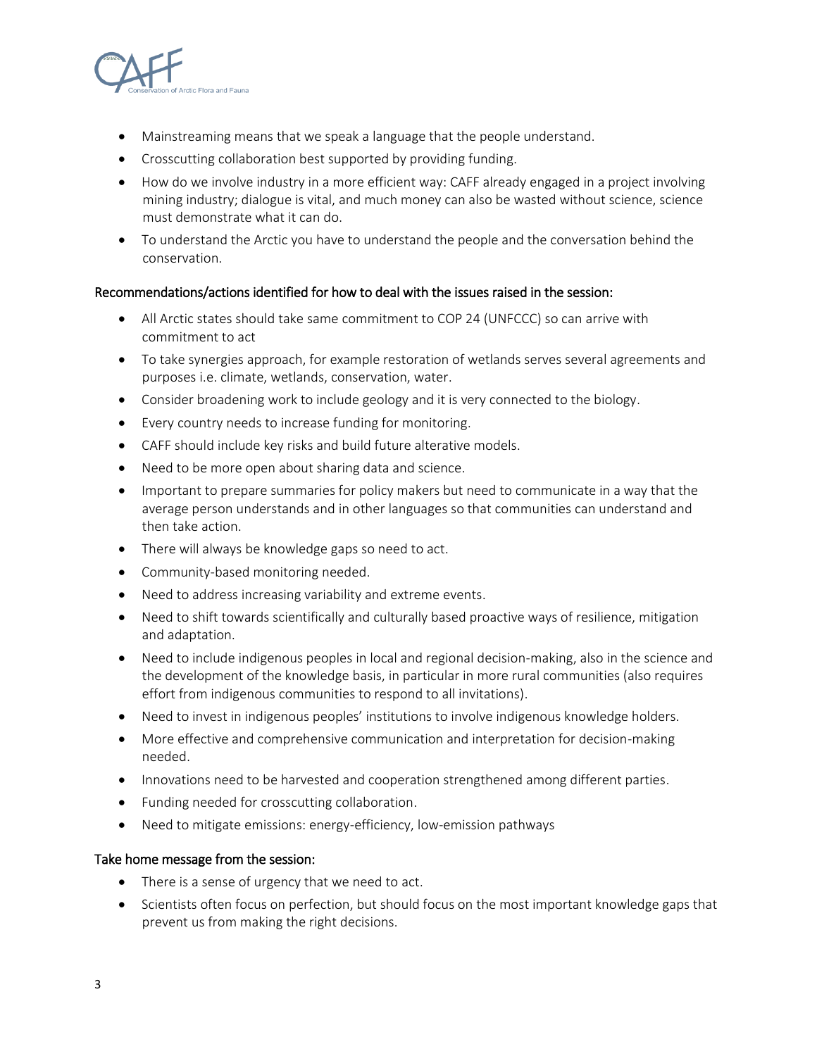- Mainstreaming means that we speak a language that the people understand.
- Crosscutting collaboration best supported by providing funding.
- How do we involve industry in a more efficient way: CAFF already engaged in a project involving mining industry; dialogue is vital, and much money can also be wasted without science, science must demonstrate what it can do.
- To understand the Arctic you have to understand the people and the conversation behind the conservation.

Recommendations/actions identified for how to deal with the issues raised in the session:

- All Arctic states should take same commitment to COP 24 (UNFCCC) so can arrive with commitment to act
- To take synergies approach, for example restoration of wetlands serves several agreements and purposes i.e. climate, wetlands, conservation, water.
- Consider broadening work to include geology and it is very connected to the biology.
- Every country needs to increase funding for monitoring.
- CAFF should include key risks and build future alterative models.
- Need to be more open about sharing data and science.
- Important to prepare summaries for policy makers but need to communicate in a way that the average person understands and in other languages so that communities can understand and then take action.
- There will always be knowledge gaps so need to act.
- Community-based monitoring needed.
- Need to address increasing variability and extreme events.
- Need to shift towards scientifically and culturally based proactive ways of resilience, mitigation and adaptation.
- Need to include indigenous peoples in local and regional decision-making, also in the science and the development of the knowledge basis, in particular in more rural communities (also requires effort from indigenous communities to respond to all invitations).
- Need to invest in indigenous peoples' institutions to involve indigenous knowledge holders.
- More effective and comprehensive communication and interpretation for decision-making needed.
- Innovations need to be harvested and cooperation strengthened among different parties.
- Funding needed for crosscutting collaboration.
- Need to mitigate emissions: energy-efficiency, low-emission pathways

Take home message from the session:

- There is a sense of urgency that we need to act.
- Scientists often focus on perfection, but should focus on the most important knowledge gaps that prevent us from making the right decisions.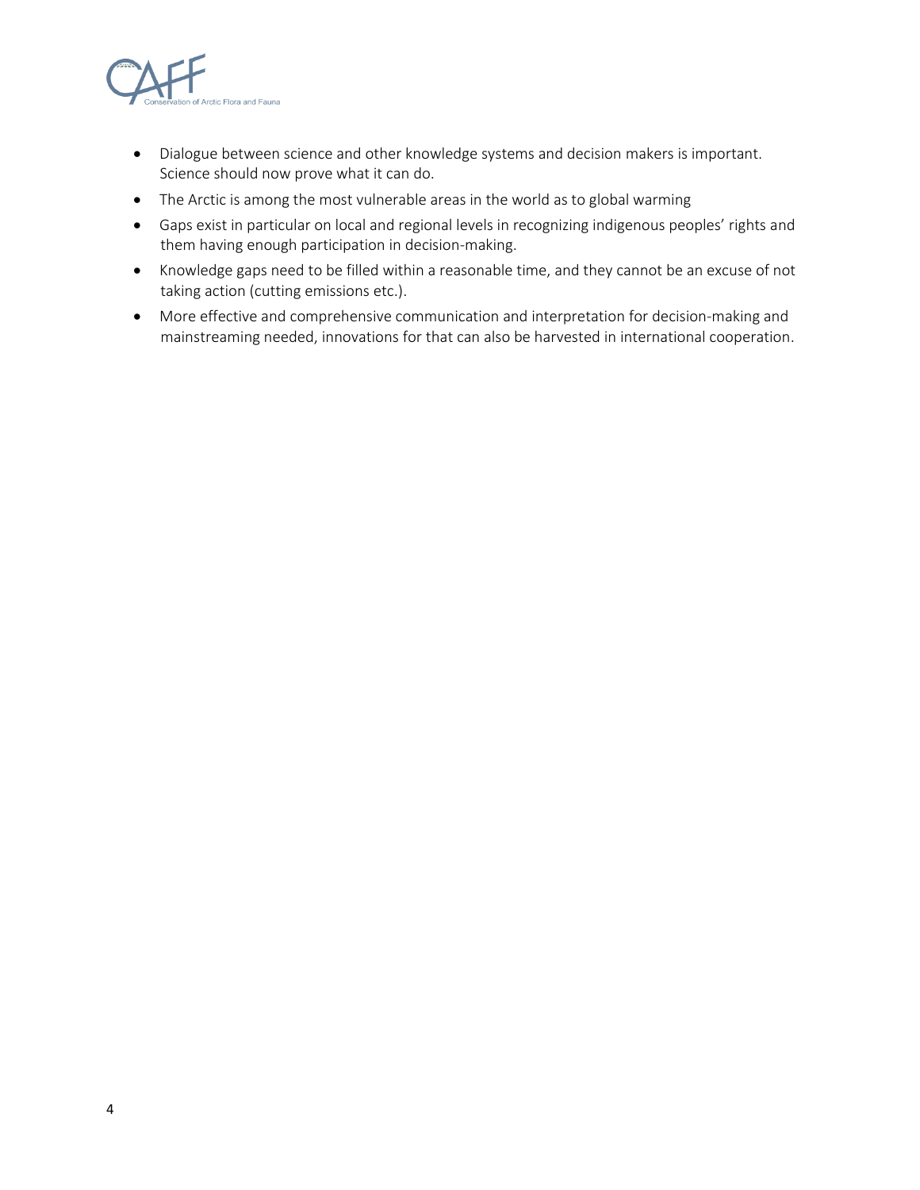- Dialogue between science and other knowledge systems and decision makers is important. Science should now prove what it can do.
- The Arctic is among the most vulnerable areas in the world as to global warming
- Gaps exist in particular on local and regional levels in recognizing indigenous peoples' rights and them having enough participation in decision-making.
- Knowledge gaps need to be filled within a reasonable time, and they cannot be an excuse of not taking action (cutting emissions etc.).
- More effective and comprehensive communication and interpretation for decision-making and mainstreaming needed, innovations for that can also be harvested in international cooperation.